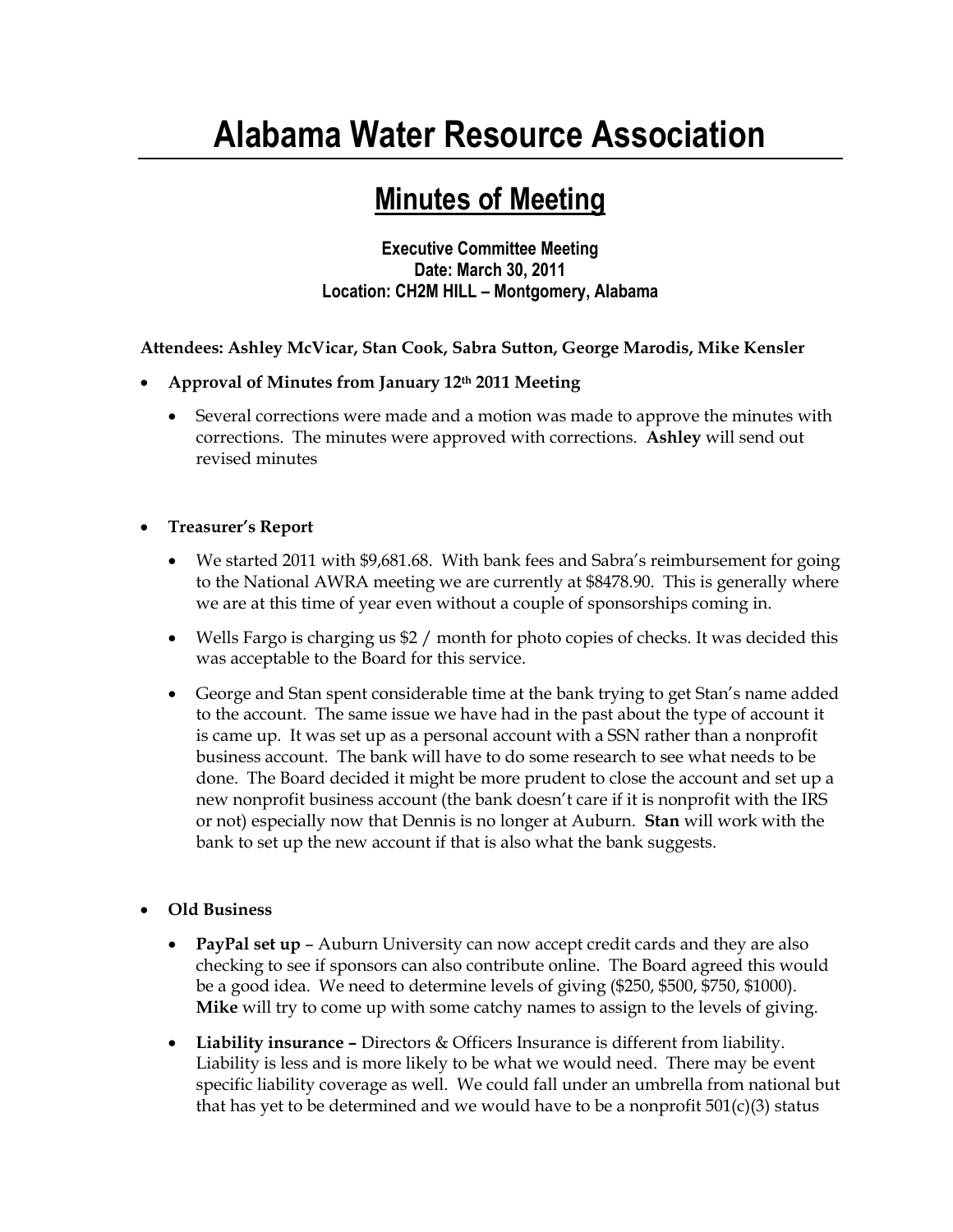# Alabama Water Resource Association

## Minutes of Meeting

**Executive Committee Meeting**
**Date: March 30, 2011**
**Location: CH2M HILL – Montgomery, Alabama**

**Attendees: Ashley McVicar, Stan Cook, Sabra Sutton, George Marodis, Mike Kensler**

- **Approval of Minutes from January 12th 2011 Meeting**
  - Several corrections were made and a motion was made to approve the minutes with corrections. The minutes were approved with corrections. **Ashley** will send out revised minutes

- **Treasurer's Report**
  - We started 2011 with $9,681.68. With bank fees and Sabra's reimbursement for going to the National AWRA meeting we are currently at $8478.90. This is generally where we are at this time of year even without a couple of sponsorships coming in.
  - Wells Fargo is charging us $2 / month for photo copies of checks. It was decided this was acceptable to the Board for this service.
  - George and Stan spent considerable time at the bank trying to get Stan's name added to the account. The same issue we have had in the past about the type of account it is came up. It was set up as a personal account with a SSN rather than a nonprofit business account. The bank will have to do some research to see what needs to be done. The Board decided it might be more prudent to close the account and set up a new nonprofit business account (the bank doesn't care if it is nonprofit with the IRS or not) especially now that Dennis is no longer at Auburn. **Stan** will work with the bank to set up the new account if that is also what the bank suggests.

- **Old Business**
  - **PayPal set up** – Auburn University can now accept credit cards and they are also checking to see if sponsors can also contribute online. The Board agreed this would be a good idea. We need to determine levels of giving ($250, $500, $750, $1000). **Mike** will try to come up with some catchy names to assign to the levels of giving.
  - **Liability insurance –** Directors & Officers Insurance is different from liability. Liability is less and is more likely to be what we would need. There may be event specific liability coverage as well. We could fall under an umbrella from national but that has yet to be determined and we would have to be a nonprofit 501(c)(3) status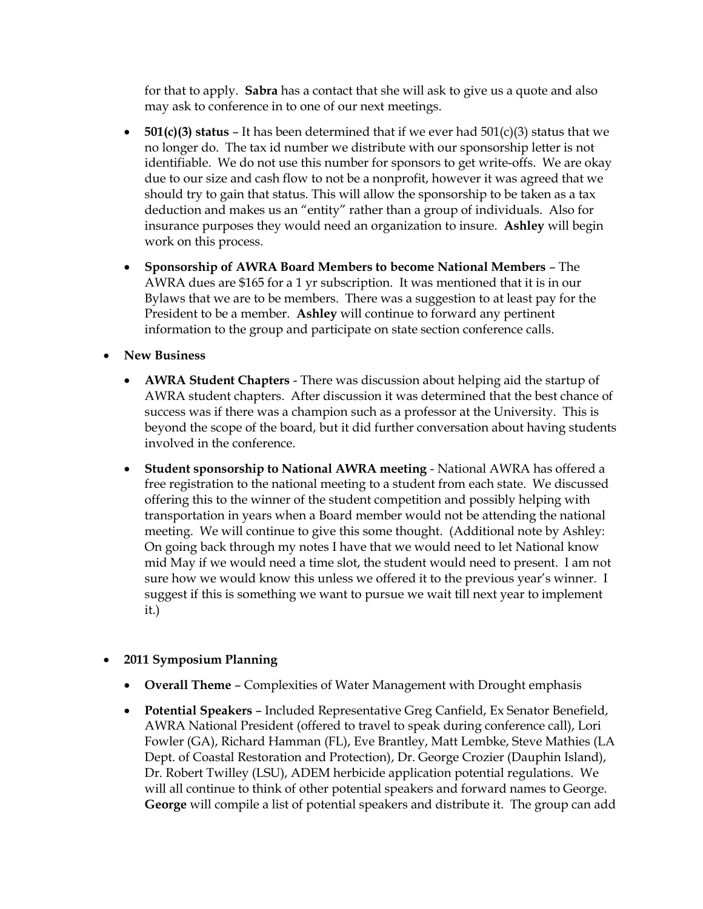for that to apply. **Sabra** has a contact that she will ask to give us a quote and also may ask to conference in to one of our next meetings.

- **501(c)(3) status** – It has been determined that if we ever had 501(c)(3) status that we no longer do. The tax id number we distribute with our sponsorship letter is not identifiable. We do not use this number for sponsors to get write-offs. We are okay due to our size and cash flow to not be a nonprofit, however it was agreed that we should try to gain that status. This will allow the sponsorship to be taken as a tax deduction and makes us an "entity" rather than a group of individuals. Also for insurance purposes they would need an organization to insure. **Ashley** will begin work on this process.

- **Sponsorship of AWRA Board Members to become National Members** – The AWRA dues are $165 for a 1 yr subscription. It was mentioned that it is in our Bylaws that we are to be members. There was a suggestion to at least pay for the President to be a member. **Ashley** will continue to forward any pertinent information to the group and participate on state section conference calls.

- **New Business**
  - **AWRA Student Chapters** - There was discussion about helping aid the startup of AWRA student chapters. After discussion it was determined that the best chance of success was if there was a champion such as a professor at the University. This is beyond the scope of the board, but it did further conversation about having students involved in the conference.
  - **Student sponsorship to National AWRA meeting** - National AWRA has offered a free registration to the national meeting to a student from each state. We discussed offering this to the winner of the student competition and possibly helping with transportation in years when a Board member would not be attending the national meeting. We will continue to give this some thought. (Additional note by Ashley: On going back through my notes I have that we would need to let National know mid May if we would need a time slot, the student would need to present. I am not sure how we would know this unless we offered it to the previous year's winner. I suggest if this is something we want to pursue we wait till next year to implement it.)

- **2011 Symposium Planning**
  - **Overall Theme** – Complexities of Water Management with Drought emphasis
  - **Potential Speakers** – Included Representative Greg Canfield, Ex Senator Benefield, AWRA National President (offered to travel to speak during conference call), Lori Fowler (GA), Richard Hamman (FL), Eve Brantley, Matt Lembke, Steve Mathies (LA Dept. of Coastal Restoration and Protection), Dr. George Crozier (Dauphin Island), Dr. Robert Twilley (LSU), ADEM herbicide application potential regulations. We will all continue to think of other potential speakers and forward names to George. **George** will compile a list of potential speakers and distribute it. The group can add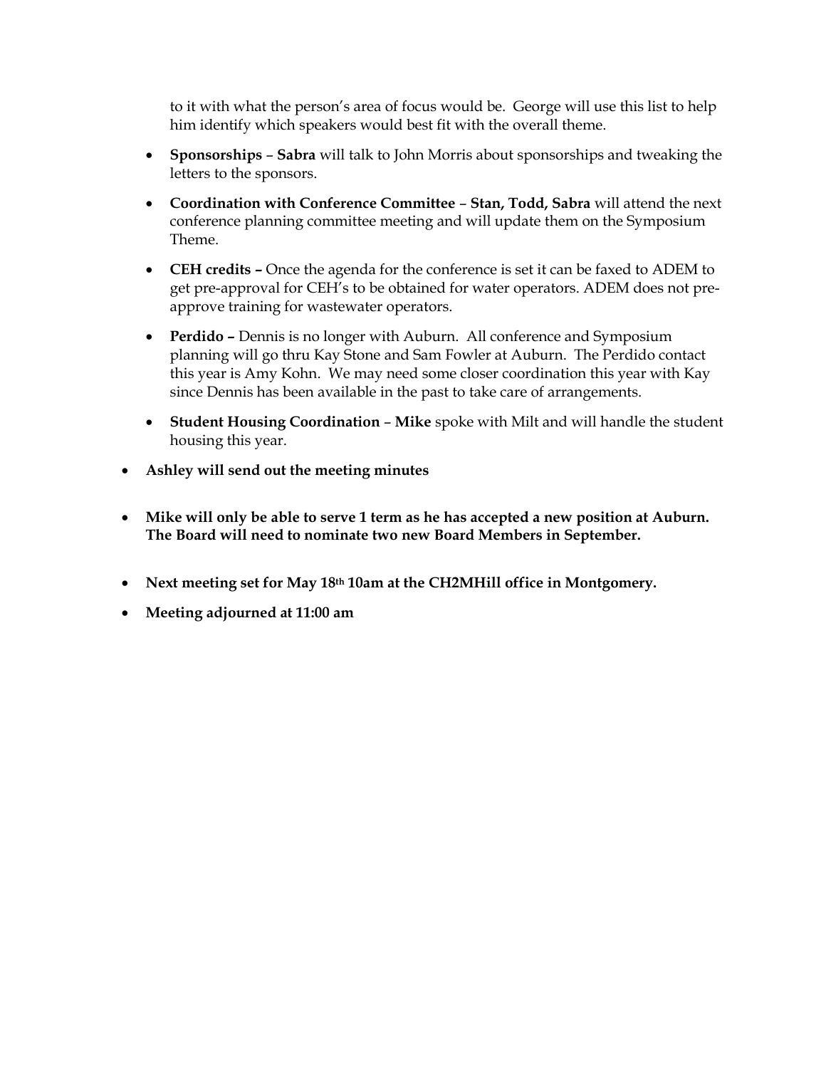to it with what the person's area of focus would be. George will use this list to help him identify which speakers would best fit with the overall theme.

- **Sponsorships** – **Sabra** will talk to John Morris about sponsorships and tweaking the letters to the sponsors.
- **Coordination with Conference Committee** – **Stan, Todd, Sabra** will attend the next conference planning committee meeting and will update them on the Symposium Theme.
- **CEH credits –** Once the agenda for the conference is set it can be faxed to ADEM to get pre-approval for CEH's to be obtained for water operators. ADEM does not pre-approve training for wastewater operators.
- **Perdido –** Dennis is no longer with Auburn. All conference and Symposium planning will go thru Kay Stone and Sam Fowler at Auburn. The Perdido contact this year is Amy Kohn. We may need some closer coordination this year with Kay since Dennis has been available in the past to take care of arrangements.
- **Student Housing Coordination** – **Mike** spoke with Milt and will handle the student housing this year.

- **Ashley will send out the meeting minutes**
- **Mike will only be able to serve 1 term as he has accepted a new position at Auburn. The Board will need to nominate two new Board Members in September.**
- **Next meeting set for May 18th 10am at the CH2MHill office in Montgomery.**
- **Meeting adjourned at 11:00 am**